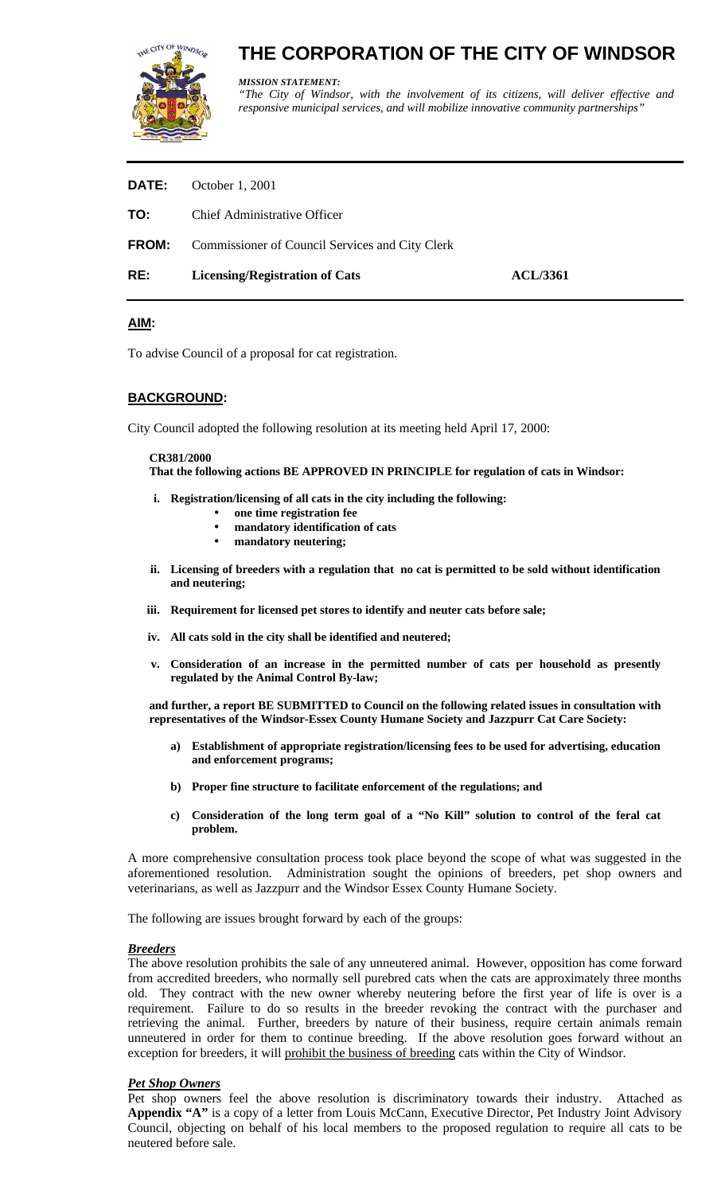# THE CORPORATION OF THE CITY OF WINDSOR

***MISSION STATEMENT:***
*"The City of Windsor, with the involvement of its citizens, will deliver effective and responsive municipal services, and will mobilize innovative community partnerships"*

**DATE:** October 1, 2001

**TO:** Chief Administrative Officer

**FROM:** Commissioner of Council Services and City Clerk

**RE:** **Licensing/Registration of Cats** **ACL/3361**

## AIM:

To advise Council of a proposal for cat registration.

## BACKGROUND:

City Council adopted the following resolution at its meeting held April 17, 2000:

**CR381/2000**
**That the following actions BE APPROVED IN PRINCIPLE for regulation of cats in Windsor:**

- **i. Registration/licensing of all cats in the city including the following:**
  - **one time registration fee**
  - **mandatory identification of cats**
  - **mandatory neutering;**
- **ii. Licensing of breeders with a regulation that no cat is permitted to be sold without identification and neutering;**
- **iii. Requirement for licensed pet stores to identify and neuter cats before sale;**
- **iv. All cats sold in the city shall be identified and neutered;**
- **v. Consideration of an increase in the permitted number of cats per household as presently regulated by the Animal Control By-law;**

**and further, a report BE SUBMITTED to Council on the following related issues in consultation with representatives of the Windsor-Essex County Humane Society and Jazzpurr Cat Care Society:**

- **a) Establishment of appropriate registration/licensing fees to be used for advertising, education and enforcement programs;**
- **b) Proper fine structure to facilitate enforcement of the regulations; and**
- **c) Consideration of the long term goal of a "No Kill" solution to control of the feral cat problem.**

A more comprehensive consultation process took place beyond the scope of what was suggested in the aforementioned resolution. Administration sought the opinions of breeders, pet shop owners and veterinarians, as well as Jazzpurr and the Windsor Essex County Humane Society.

The following are issues brought forward by each of the groups:

### *Breeders*

The above resolution prohibits the sale of any unneutered animal. However, opposition has come forward from accredited breeders, who normally sell purebred cats when the cats are approximately three months old. They contract with the new owner whereby neutering before the first year of life is over is a requirement. Failure to do so results in the breeder revoking the contract with the purchaser and retrieving the animal. Further, breeders by nature of their business, require certain animals remain unneutered in order for them to continue breeding. If the above resolution goes forward without an exception for breeders, it will prohibit the business of breeding cats within the City of Windsor.

### *Pet Shop Owners*

Pet shop owners feel the above resolution is discriminatory towards their industry. Attached as **Appendix "A"** is a copy of a letter from Louis McCann, Executive Director, Pet Industry Joint Advisory Council, objecting on behalf of his local members to the proposed regulation to require all cats to be neutered before sale.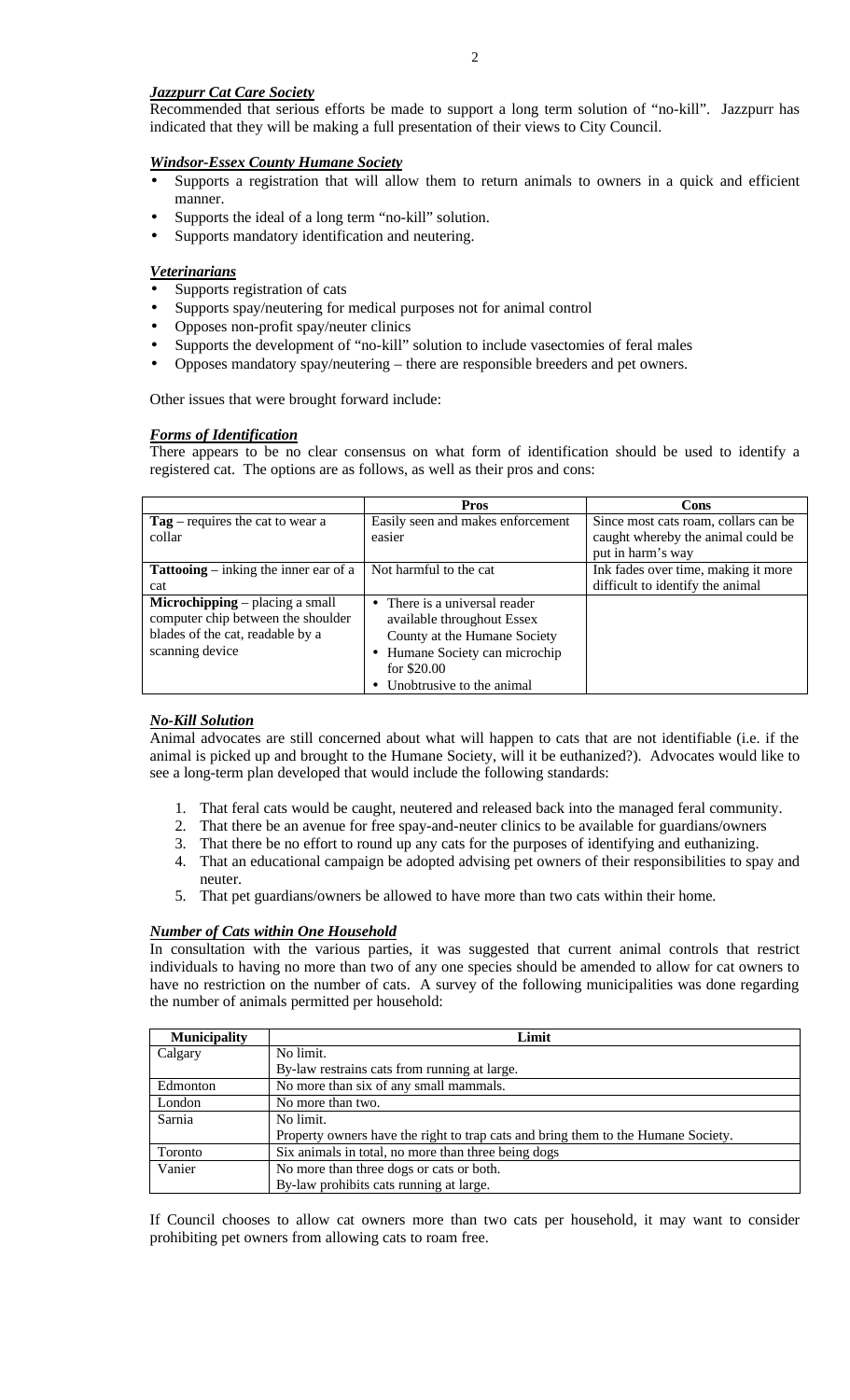***Jazzpurr Cat Care Society***

Recommended that serious efforts be made to support a long term solution of "no-kill". Jazzpurr has indicated that they will be making a full presentation of their views to City Council.

***Windsor-Essex County Humane Society***

- Supports a registration that will allow them to return animals to owners in a quick and efficient manner.
- Supports the ideal of a long term "no-kill" solution.
- Supports mandatory identification and neutering.

***Veterinarians***

- Supports registration of cats
- Supports spay/neutering for medical purposes not for animal control
- Opposes non-profit spay/neuter clinics
- Supports the development of "no-kill" solution to include vasectomies of feral males
- Opposes mandatory spay/neutering – there are responsible breeders and pet owners.

Other issues that were brought forward include:

***Forms of Identification***

There appears to be no clear consensus on what form of identification should be used to identify a registered cat. The options are as follows, as well as their pros and cons:

| | Pros | Cons |
|---|---|---|
| **Tag** – requires the cat to wear a collar | Easily seen and makes enforcement easier | Since most cats roam, collars can be caught whereby the animal could be put in harm's way |
| **Tattooing** – inking the inner ear of a cat | Not harmful to the cat | Ink fades over time, making it more difficult to identify the animal |
| **Microchipping** – placing a small computer chip between the shoulder blades of the cat, readable by a scanning device | • There is a universal reader available throughout Essex County at the Humane Society<br>• Humane Society can microchip for $20.00<br>• Unobtrusive to the animal | |

***No-Kill Solution***

Animal advocates are still concerned about what will happen to cats that are not identifiable (i.e. if the animal is picked up and brought to the Humane Society, will it be euthanized?). Advocates would like to see a long-term plan developed that would include the following standards:

1. That feral cats would be caught, neutered and released back into the managed feral community.
2. That there be an avenue for free spay-and-neuter clinics to be available for guardians/owners
3. That there be no effort to round up any cats for the purposes of identifying and euthanizing.
4. That an educational campaign be adopted advising pet owners of their responsibilities to spay and neuter.
5. That pet guardians/owners be allowed to have more than two cats within their home.

***Number of Cats within One Household***

In consultation with the various parties, it was suggested that current animal controls that restrict individuals to having no more than two of any one species should be amended to allow for cat owners to have no restriction on the number of cats. A survey of the following municipalities was done regarding the number of animals permitted per household:

| Municipality | Limit |
|---|---|
| Calgary | No limit.<br>By-law restrains cats from running at large. |
| Edmonton | No more than six of any small mammals. |
| London | No more than two. |
| Sarnia | No limit.<br>Property owners have the right to trap cats and bring them to the Humane Society. |
| Toronto | Six animals in total, no more than three being dogs |
| Vanier | No more than three dogs or cats or both.<br>By-law prohibits cats running at large. |

If Council chooses to allow cat owners more than two cats per household, it may want to consider prohibiting pet owners from allowing cats to roam free.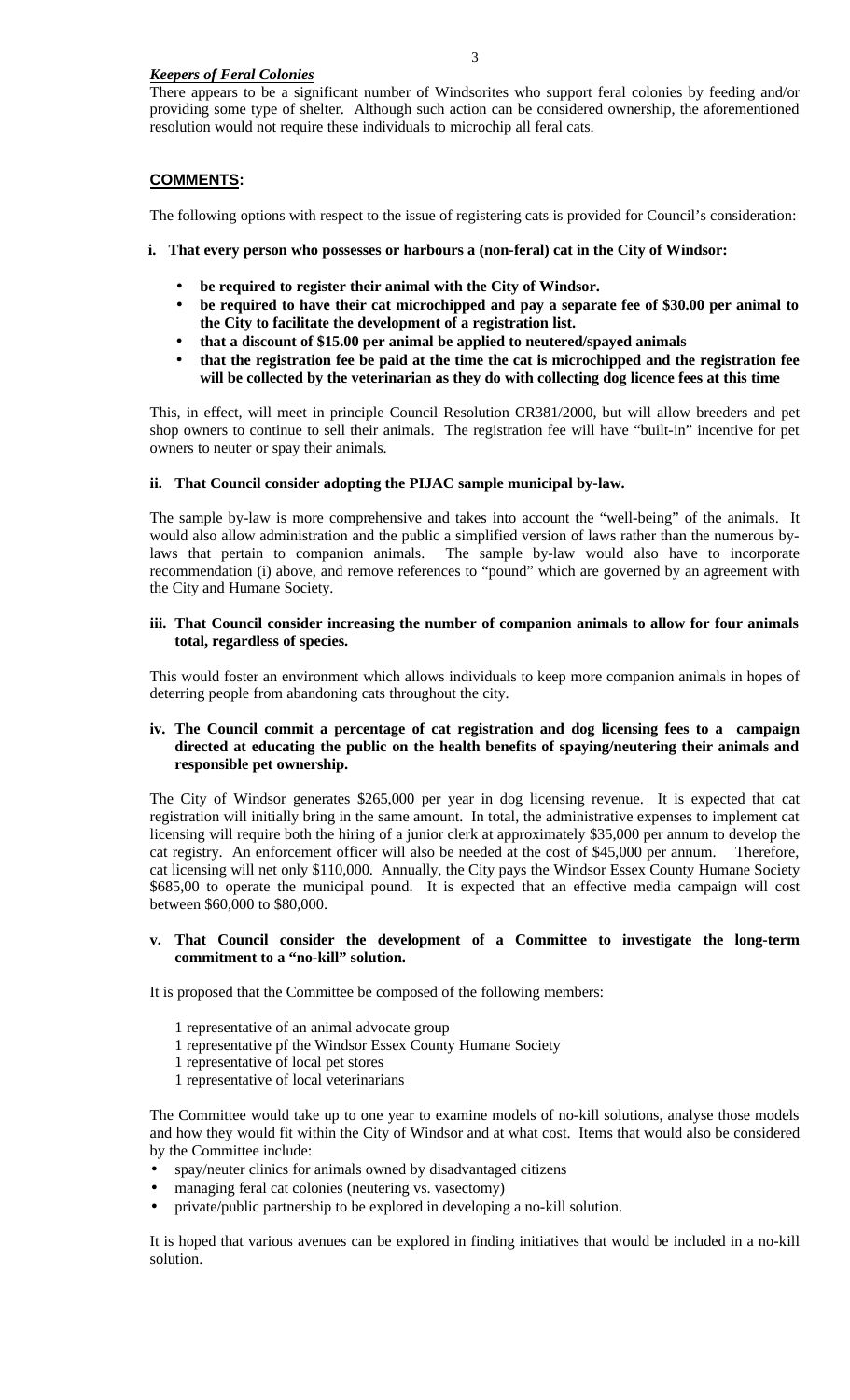***Keepers of Feral Colonies***

There appears to be a significant number of Windsorites who support feral colonies by feeding and/or providing some type of shelter. Although such action can be considered ownership, the aforementioned resolution would not require these individuals to microchip all feral cats.

## **COMMENTS:**

The following options with respect to the issue of registering cats is provided for Council's consideration:

**i. That every person who possesses or harbours a (non-feral) cat in the City of Windsor:**

- **be required to register their animal with the City of Windsor.**
- **be required to have their cat microchipped and pay a separate fee of $30.00 per animal to the City to facilitate the development of a registration list.**
- **that a discount of $15.00 per animal be applied to neutered/spayed animals**
- **that the registration fee be paid at the time the cat is microchipped and the registration fee will be collected by the veterinarian as they do with collecting dog licence fees at this time**

This, in effect, will meet in principle Council Resolution CR381/2000, but will allow breeders and pet shop owners to continue to sell their animals. The registration fee will have "built-in" incentive for pet owners to neuter or spay their animals.

**ii. That Council consider adopting the PIJAC sample municipal by-law.**

The sample by-law is more comprehensive and takes into account the "well-being" of the animals. It would also allow administration and the public a simplified version of laws rather than the numerous by-laws that pertain to companion animals. The sample by-law would also have to incorporate recommendation (i) above, and remove references to "pound" which are governed by an agreement with the City and Humane Society.

**iii. That Council consider increasing the number of companion animals to allow for four animals total, regardless of species.**

This would foster an environment which allows individuals to keep more companion animals in hopes of deterring people from abandoning cats throughout the city.

**iv. The Council commit a percentage of cat registration and dog licensing fees to a campaign directed at educating the public on the health benefits of spaying/neutering their animals and responsible pet ownership.**

The City of Windsor generates $265,000 per year in dog licensing revenue. It is expected that cat registration will initially bring in the same amount. In total, the administrative expenses to implement cat licensing will require both the hiring of a junior clerk at approximately $35,000 per annum to develop the cat registry. An enforcement officer will also be needed at the cost of $45,000 per annum. Therefore, cat licensing will net only $110,000. Annually, the City pays the Windsor Essex County Humane Society $685,00 to operate the municipal pound. It is expected that an effective media campaign will cost between $60,000 to $80,000.

**v. That Council consider the development of a Committee to investigate the long-term commitment to a "no-kill" solution.**

It is proposed that the Committee be composed of the following members:

1 representative of an animal advocate group
1 representative pf the Windsor Essex County Humane Society
1 representative of local pet stores
1 representative of local veterinarians

The Committee would take up to one year to examine models of no-kill solutions, analyse those models and how they would fit within the City of Windsor and at what cost. Items that would also be considered by the Committee include:

- spay/neuter clinics for animals owned by disadvantaged citizens
- managing feral cat colonies (neutering vs. vasectomy)
- private/public partnership to be explored in developing a no-kill solution.

It is hoped that various avenues can be explored in finding initiatives that would be included in a no-kill solution.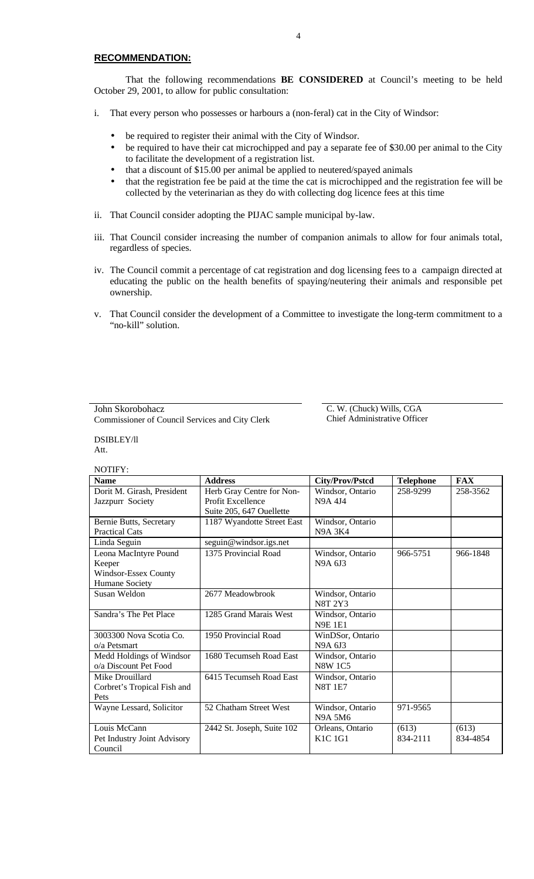## **RECOMMENDATION:**

That the following recommendations **BE CONSIDERED** at Council's meeting to be held October 29, 2001, to allow for public consultation:

i. That every person who possesses or harbours a (non-feral) cat in the City of Windsor:

- be required to register their animal with the City of Windsor.
- be required to have their cat microchipped and pay a separate fee of $30.00 per animal to the City to facilitate the development of a registration list.
- that a discount of $15.00 per animal be applied to neutered/spayed animals
- that the registration fee be paid at the time the cat is microchipped and the registration fee will be collected by the veterinarian as they do with collecting dog licence fees at this time

ii. That Council consider adopting the PIJAC sample municipal by-law.

iii. That Council consider increasing the number of companion animals to allow for four animals total, regardless of species.

iv. The Council commit a percentage of cat registration and dog licensing fees to a campaign directed at educating the public on the health benefits of spaying/neutering their animals and responsible pet ownership.

v. That Council consider the development of a Committee to investigate the long-term commitment to a "no-kill" solution.

John Skorobohacz
Commissioner of Council Services and City Clerk

C. W. (Chuck) Wills, CGA
Chief Administrative Officer

DSIBLEY/ll
Att.

NOTIFY:

| **Name** | **Address** | **City/Prov/Pstcd** | **Telephone** | **FAX** |
|---|---|---|---|---|
| Dorit M. Girash, President Jazzpurr Society | Herb Gray Centre for Non-Profit Excellence Suite 205, 647 Ouellette | Windsor, Ontario N9A 4J4 | 258-9299 | 258-3562 |
| Bernie Butts, Secretary Practical Cats | 1187 Wyandotte Street East | Windsor, Ontario N9A 3K4 | | |
| Linda Seguin | seguin@windsor.igs.net | | | |
| Leona MacIntyre Pound Keeper Windsor-Essex County Humane Society | 1375 Provincial Road | Windsor, Ontario N9A 6J3 | 966-5751 | 966-1848 |
| Susan Weldon | 2677 Meadowbrook | Windsor, Ontario N8T 2Y3 | | |
| Sandra's The Pet Place | 1285 Grand Marais West | Windsor, Ontario N9E 1E1 | | |
| 3003300 Nova Scotia Co. o/a Petsmart | 1950 Provincial Road | WinDSor, Ontario N9A 6J3 | | |
| Medd Holdings of Windsor o/a Discount Pet Food | 1680 Tecumseh Road East | Windsor, Ontario N8W 1C5 | | |
| Mike Drouillard Corbret's Tropical Fish and Pets | 6415 Tecumseh Road East | Windsor, Ontario N8T 1E7 | | |
| Wayne Lessard, Solicitor | 52 Chatham Street West | Windsor, Ontario N9A 5M6 | 971-9565 | |
| Louis McCann Pet Industry Joint Advisory Council | 2442 St. Joseph, Suite 102 | Orleans, Ontario K1C 1G1 | (613) 834-2111 | (613) 834-4854 |